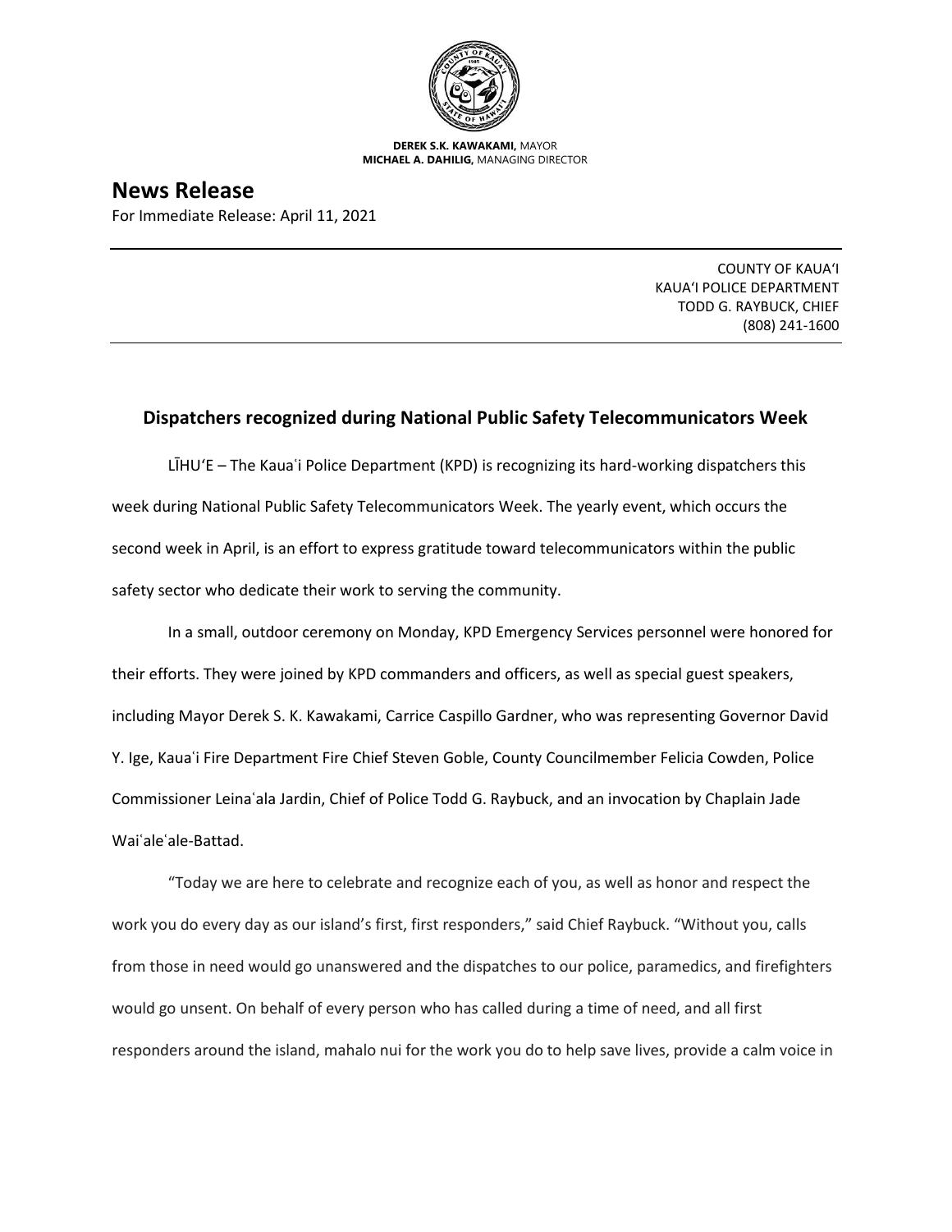**DEREK S.K. KAWAKAMI,** MAYOR
**MICHAEL A. DAHILIG,** MANAGING DIRECTOR

# News Release

For Immediate Release: April 11, 2021

COUNTY OF KAUAʻI
KAUAʻI POLICE DEPARTMENT
TODD G. RAYBUCK, CHIEF
(808) 241-1600

## Dispatchers recognized during National Public Safety Telecommunicators Week

LĪHUʻE – The Kauaʻi Police Department (KPD) is recognizing its hard-working dispatchers this week during National Public Safety Telecommunicators Week. The yearly event, which occurs the second week in April, is an effort to express gratitude toward telecommunicators within the public safety sector who dedicate their work to serving the community.

In a small, outdoor ceremony on Monday, KPD Emergency Services personnel were honored for their efforts. They were joined by KPD commanders and officers, as well as special guest speakers, including Mayor Derek S. K. Kawakami, Carrice Caspillo Gardner, who was representing Governor David Y. Ige, Kauaʻi Fire Department Fire Chief Steven Goble, County Councilmember Felicia Cowden, Police Commissioner Leinaʻala Jardin, Chief of Police Todd G. Raybuck, and an invocation by Chaplain Jade Waiʻaleʻale-Battad.

"Today we are here to celebrate and recognize each of you, as well as honor and respect the work you do every day as our island's first, first responders," said Chief Raybuck. "Without you, calls from those in need would go unanswered and the dispatches to our police, paramedics, and firefighters would go unsent. On behalf of every person who has called during a time of need, and all first responders around the island, mahalo nui for the work you do to help save lives, provide a calm voice in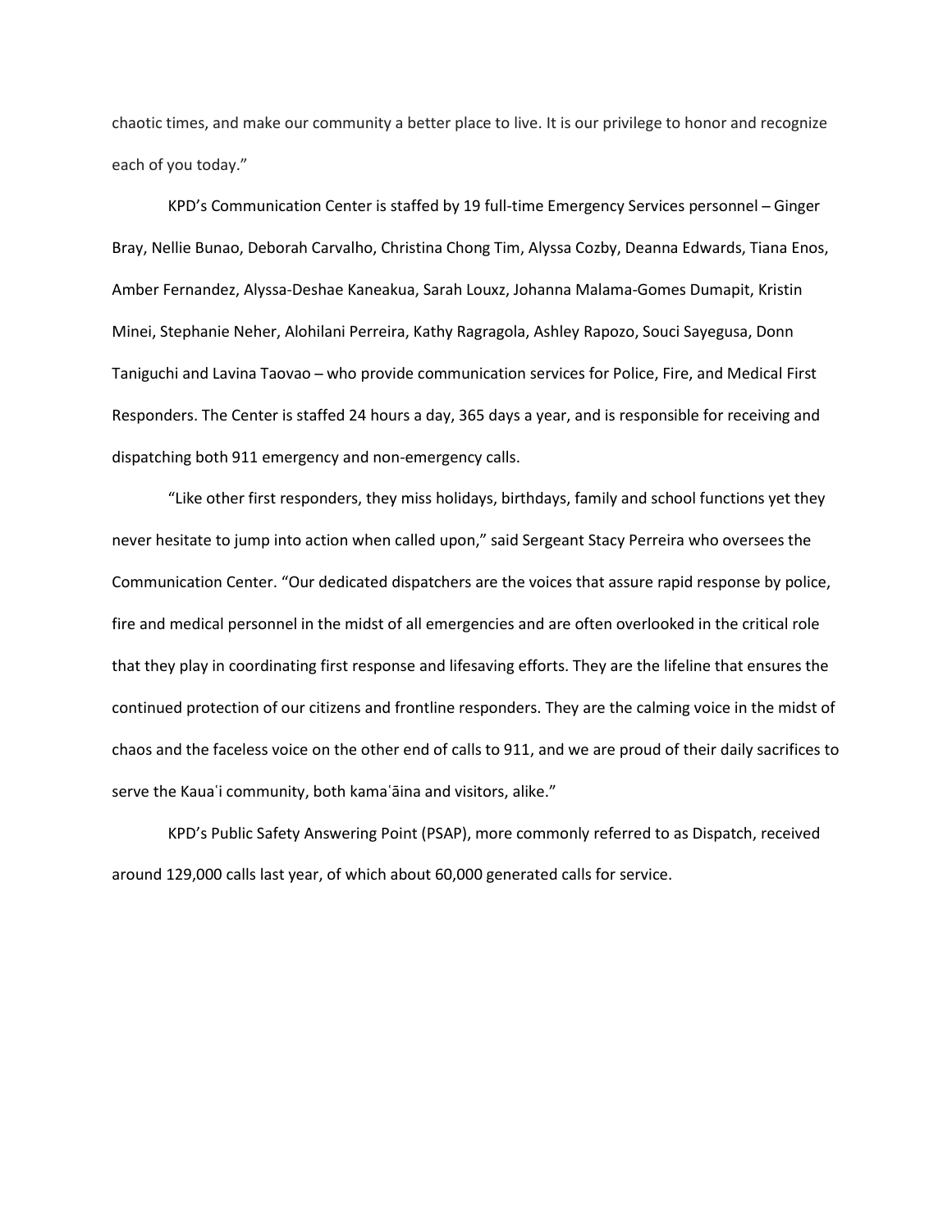chaotic times, and make our community a better place to live. It is our privilege to honor and recognize each of you today."

KPD's Communication Center is staffed by 19 full-time Emergency Services personnel – Ginger Bray, Nellie Bunao, Deborah Carvalho, Christina Chong Tim, Alyssa Cozby, Deanna Edwards, Tiana Enos, Amber Fernandez, Alyssa-Deshae Kaneakua, Sarah Louxz, Johanna Malama-Gomes Dumapit, Kristin Minei, Stephanie Neher, Alohilani Perreira, Kathy Ragragola, Ashley Rapozo, Souci Sayegusa, Donn Taniguchi and Lavina Taovao – who provide communication services for Police, Fire, and Medical First Responders. The Center is staffed 24 hours a day, 365 days a year, and is responsible for receiving and dispatching both 911 emergency and non-emergency calls.

"Like other first responders, they miss holidays, birthdays, family and school functions yet they never hesitate to jump into action when called upon," said Sergeant Stacy Perreira who oversees the Communication Center. "Our dedicated dispatchers are the voices that assure rapid response by police, fire and medical personnel in the midst of all emergencies and are often overlooked in the critical role that they play in coordinating first response and lifesaving efforts. They are the lifeline that ensures the continued protection of our citizens and frontline responders. They are the calming voice in the midst of chaos and the faceless voice on the other end of calls to 911, and we are proud of their daily sacrifices to serve the Kauaʻi community, both kamaʻāina and visitors, alike."

KPD's Public Safety Answering Point (PSAP), more commonly referred to as Dispatch, received around 129,000 calls last year, of which about 60,000 generated calls for service.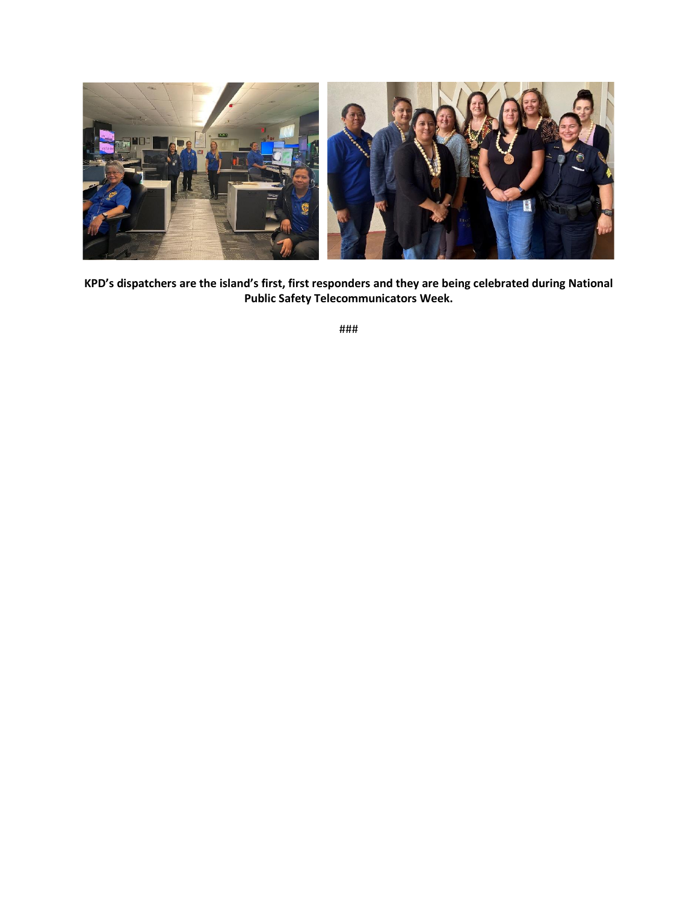**KPD's dispatchers are the island's first, first responders and they are being celebrated during National Public Safety Telecommunicators Week.**

###